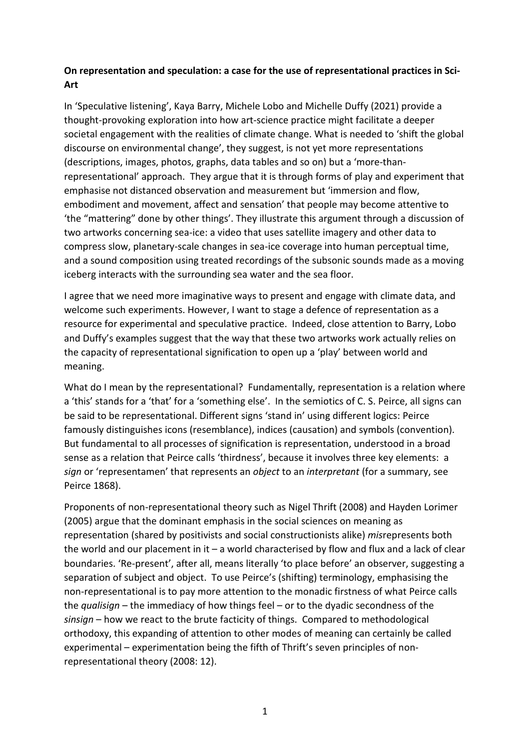**On representation and speculation: a case for the use of representational practices in Sci-Art**

In 'Speculative listening', Kaya Barry, Michele Lobo and Michelle Duffy (2021) provide a thought-provoking exploration into how art-science practice might facilitate a deeper societal engagement with the realities of climate change. What is needed to 'shift the global discourse on environmental change', they suggest, is not yet more representations (descriptions, images, photos, graphs, data tables and so on) but a 'more-than-representational' approach. They argue that it is through forms of play and experiment that emphasise not distanced observation and measurement but 'immersion and flow, embodiment and movement, affect and sensation' that people may become attentive to 'the "mattering" done by other things'. They illustrate this argument through a discussion of two artworks concerning sea-ice: a video that uses satellite imagery and other data to compress slow, planetary-scale changes in sea-ice coverage into human perceptual time, and a sound composition using treated recordings of the subsonic sounds made as a moving iceberg interacts with the surrounding sea water and the sea floor.

I agree that we need more imaginative ways to present and engage with climate data, and welcome such experiments. However, I want to stage a defence of representation as a resource for experimental and speculative practice. Indeed, close attention to Barry, Lobo and Duffy's examples suggest that the way that these two artworks work actually relies on the capacity of representational signification to open up a 'play' between world and meaning.

What do I mean by the representational? Fundamentally, representation is a relation where a 'this' stands for a 'that' for a 'something else'. In the semiotics of C. S. Peirce, all signs can be said to be representational. Different signs 'stand in' using different logics: Peirce famously distinguishes icons (resemblance), indices (causation) and symbols (convention). But fundamental to all processes of signification is representation, understood in a broad sense as a relation that Peirce calls 'thirdness', because it involves three key elements: a *sign* or 'representamen' that represents an *object* to an *interpretant* (for a summary, see Peirce 1868).

Proponents of non-representational theory such as Nigel Thrift (2008) and Hayden Lorimer (2005) argue that the dominant emphasis in the social sciences on meaning as representation (shared by positivists and social constructionists alike) *mis*represents both the world and our placement in it – a world characterised by flow and flux and a lack of clear boundaries. 'Re-present', after all, means literally 'to place before' an observer, suggesting a separation of subject and object. To use Peirce's (shifting) terminology, emphasising the non-representational is to pay more attention to the monadic firstness of what Peirce calls the *qualisign* – the immediacy of how things feel – or to the dyadic secondness of the *sinsign* – how we react to the brute facticity of things. Compared to methodological orthodoxy, this expanding of attention to other modes of meaning can certainly be called experimental – experimentation being the fifth of Thrift's seven principles of non-representational theory (2008: 12).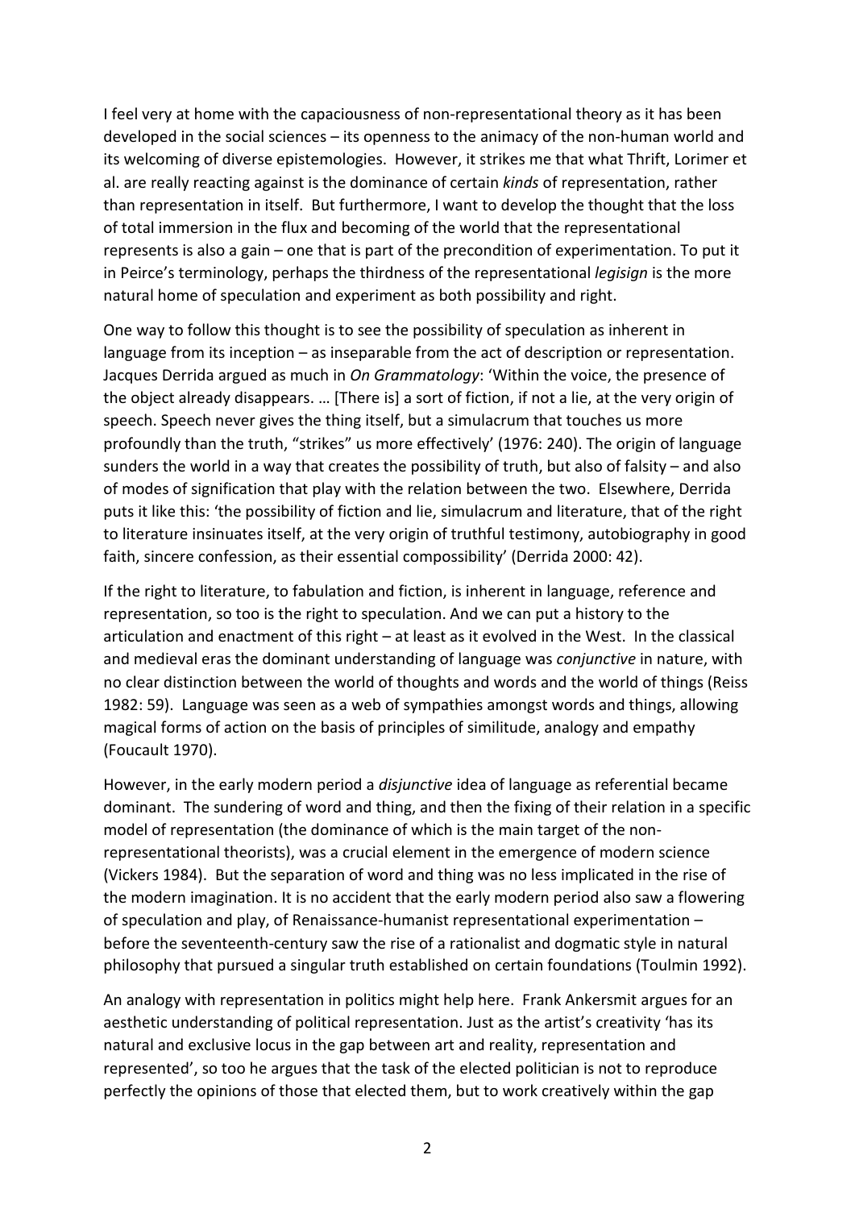I feel very at home with the capaciousness of non-representational theory as it has been developed in the social sciences – its openness to the animacy of the non-human world and its welcoming of diverse epistemologies. However, it strikes me that what Thrift, Lorimer et al. are really reacting against is the dominance of certain *kinds* of representation, rather than representation in itself. But furthermore, I want to develop the thought that the loss of total immersion in the flux and becoming of the world that the representational represents is also a gain – one that is part of the precondition of experimentation. To put it in Peirce's terminology, perhaps the thirdness of the representational *legisign* is the more natural home of speculation and experiment as both possibility and right.

One way to follow this thought is to see the possibility of speculation as inherent in language from its inception – as inseparable from the act of description or representation. Jacques Derrida argued as much in *On Grammatology*: 'Within the voice, the presence of the object already disappears. … [There is] a sort of fiction, if not a lie, at the very origin of speech. Speech never gives the thing itself, but a simulacrum that touches us more profoundly than the truth, "strikes" us more effectively' (1976: 240). The origin of language sunders the world in a way that creates the possibility of truth, but also of falsity – and also of modes of signification that play with the relation between the two. Elsewhere, Derrida puts it like this: 'the possibility of fiction and lie, simulacrum and literature, that of the right to literature insinuates itself, at the very origin of truthful testimony, autobiography in good faith, sincere confession, as their essential compossibility' (Derrida 2000: 42).

If the right to literature, to fabulation and fiction, is inherent in language, reference and representation, so too is the right to speculation. And we can put a history to the articulation and enactment of this right – at least as it evolved in the West. In the classical and medieval eras the dominant understanding of language was *conjunctive* in nature, with no clear distinction between the world of thoughts and words and the world of things (Reiss 1982: 59). Language was seen as a web of sympathies amongst words and things, allowing magical forms of action on the basis of principles of similitude, analogy and empathy (Foucault 1970).

However, in the early modern period a *disjunctive* idea of language as referential became dominant. The sundering of word and thing, and then the fixing of their relation in a specific model of representation (the dominance of which is the main target of the non-representational theorists), was a crucial element in the emergence of modern science (Vickers 1984). But the separation of word and thing was no less implicated in the rise of the modern imagination. It is no accident that the early modern period also saw a flowering of speculation and play, of Renaissance-humanist representational experimentation – before the seventeenth-century saw the rise of a rationalist and dogmatic style in natural philosophy that pursued a singular truth established on certain foundations (Toulmin 1992).

An analogy with representation in politics might help here. Frank Ankersmit argues for an aesthetic understanding of political representation. Just as the artist's creativity 'has its natural and exclusive locus in the gap between art and reality, representation and represented', so too he argues that the task of the elected politician is not to reproduce perfectly the opinions of those that elected them, but to work creatively within the gap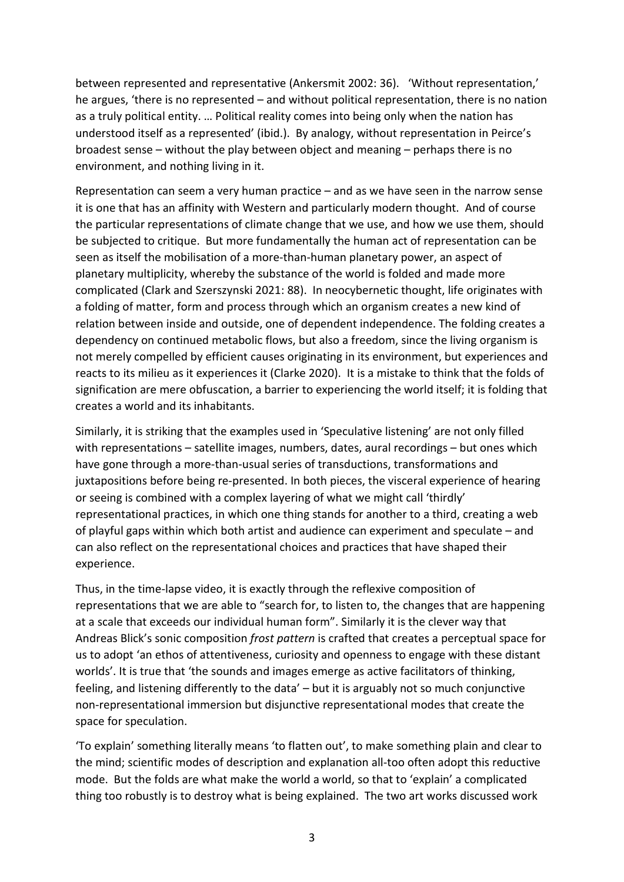between represented and representative (Ankersmit 2002: 36). 'Without representation,' he argues, 'there is no represented – and without political representation, there is no nation as a truly political entity. … Political reality comes into being only when the nation has understood itself as a represented' (ibid.). By analogy, without representation in Peirce's broadest sense – without the play between object and meaning – perhaps there is no environment, and nothing living in it.

Representation can seem a very human practice – and as we have seen in the narrow sense it is one that has an affinity with Western and particularly modern thought. And of course the particular representations of climate change that we use, and how we use them, should be subjected to critique. But more fundamentally the human act of representation can be seen as itself the mobilisation of a more-than-human planetary power, an aspect of planetary multiplicity, whereby the substance of the world is folded and made more complicated (Clark and Szerszynski 2021: 88). In neocybernetic thought, life originates with a folding of matter, form and process through which an organism creates a new kind of relation between inside and outside, one of dependent independence. The folding creates a dependency on continued metabolic flows, but also a freedom, since the living organism is not merely compelled by efficient causes originating in its environment, but experiences and reacts to its milieu as it experiences it (Clarke 2020). It is a mistake to think that the folds of signification are mere obfuscation, a barrier to experiencing the world itself; it is folding that creates a world and its inhabitants.

Similarly, it is striking that the examples used in 'Speculative listening' are not only filled with representations – satellite images, numbers, dates, aural recordings – but ones which have gone through a more-than-usual series of transductions, transformations and juxtapositions before being re-presented. In both pieces, the visceral experience of hearing or seeing is combined with a complex layering of what we might call 'thirdly' representational practices, in which one thing stands for another to a third, creating a web of playful gaps within which both artist and audience can experiment and speculate – and can also reflect on the representational choices and practices that have shaped their experience.

Thus, in the time-lapse video, it is exactly through the reflexive composition of representations that we are able to "search for, to listen to, the changes that are happening at a scale that exceeds our individual human form". Similarly it is the clever way that Andreas Blick's sonic composition *frost pattern* is crafted that creates a perceptual space for us to adopt 'an ethos of attentiveness, curiosity and openness to engage with these distant worlds'. It is true that 'the sounds and images emerge as active facilitators of thinking, feeling, and listening differently to the data' – but it is arguably not so much conjunctive non-representational immersion but disjunctive representational modes that create the space for speculation.

'To explain' something literally means 'to flatten out', to make something plain and clear to the mind; scientific modes of description and explanation all-too often adopt this reductive mode. But the folds are what make the world a world, so that to 'explain' a complicated thing too robustly is to destroy what is being explained. The two art works discussed work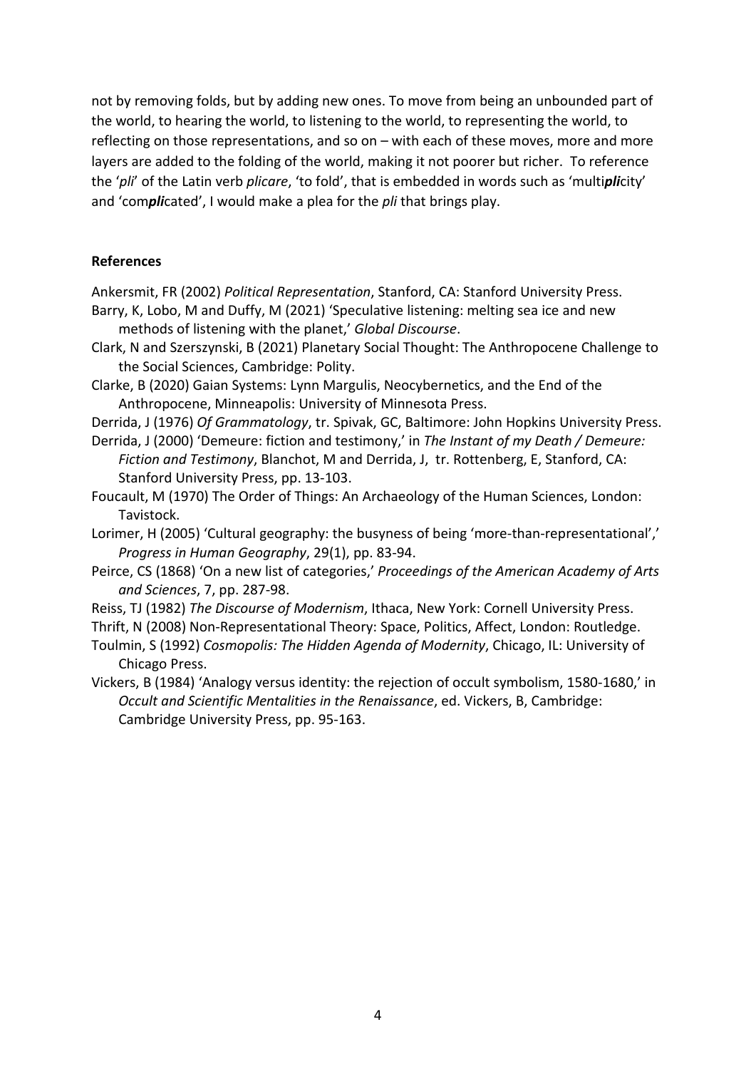not by removing folds, but by adding new ones. To move from being an unbounded part of the world, to hearing the world, to listening to the world, to representing the world, to reflecting on those representations, and so on – with each of these moves, more and more layers are added to the folding of the world, making it not poorer but richer. To reference the '*pli*' of the Latin verb *plicare*, 'to fold', that is embedded in words such as 'multi***pli***city' and 'com***pli***cated', I would make a plea for the *pli* that brings play.

**References**

Ankersmit, FR (2002) *Political Representation*, Stanford, CA: Stanford University Press.

Barry, K, Lobo, M and Duffy, M (2021) 'Speculative listening: melting sea ice and new methods of listening with the planet,' *Global Discourse*.

Clark, N and Szerszynski, B (2021) Planetary Social Thought: The Anthropocene Challenge to the Social Sciences, Cambridge: Polity.

Clarke, B (2020) Gaian Systems: Lynn Margulis, Neocybernetics, and the End of the Anthropocene, Minneapolis: University of Minnesota Press.

Derrida, J (1976) *Of Grammatology*, tr. Spivak, GC, Baltimore: John Hopkins University Press.

Derrida, J (2000) 'Demeure: fiction and testimony,' in *The Instant of my Death / Demeure: Fiction and Testimony*, Blanchot, M and Derrida, J, tr. Rottenberg, E, Stanford, CA: Stanford University Press, pp. 13-103.

Foucault, M (1970) The Order of Things: An Archaeology of the Human Sciences, London: Tavistock.

Lorimer, H (2005) 'Cultural geography: the busyness of being 'more-than-representational',' *Progress in Human Geography*, 29(1), pp. 83-94.

Peirce, CS (1868) 'On a new list of categories,' *Proceedings of the American Academy of Arts and Sciences*, 7, pp. 287-98.

Reiss, TJ (1982) *The Discourse of Modernism*, Ithaca, New York: Cornell University Press.

Thrift, N (2008) Non-Representational Theory: Space, Politics, Affect, London: Routledge.

Toulmin, S (1992) *Cosmopolis: The Hidden Agenda of Modernity*, Chicago, IL: University of Chicago Press.

Vickers, B (1984) 'Analogy versus identity: the rejection of occult symbolism, 1580-1680,' in *Occult and Scientific Mentalities in the Renaissance*, ed. Vickers, B, Cambridge: Cambridge University Press, pp. 95-163.